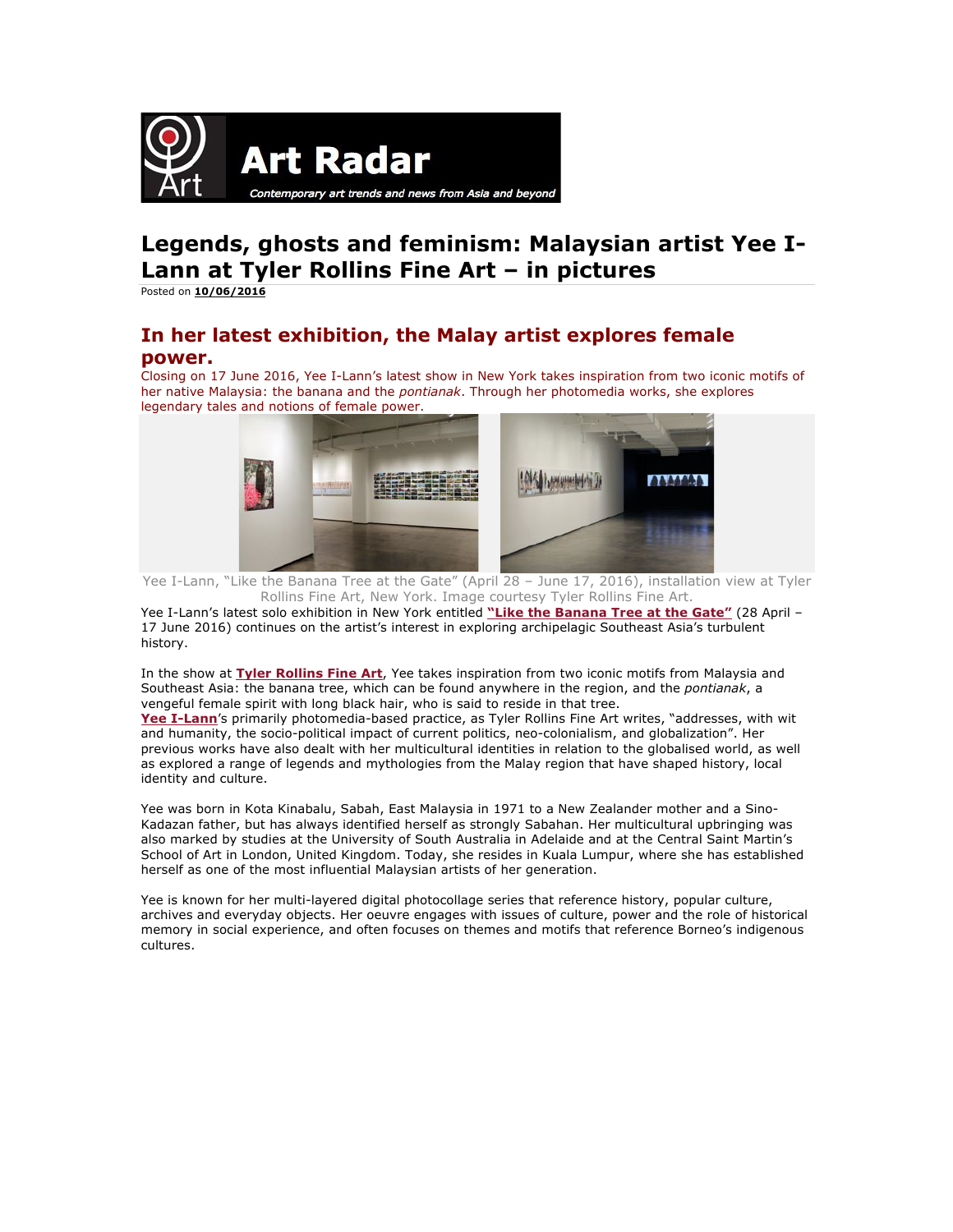Art Radar

*Contemporary art trends and news from Asia and beyond*

# Legends, ghosts and feminism: Malaysian artist Yee I-Lann at Tyler Rollins Fine Art – in pictures

Posted on **10/06/2016**

## In her latest exhibition, the Malay artist explores female power.

Closing on 17 June 2016, Yee I-Lann's latest show in New York takes inspiration from two iconic motifs of her native Malaysia: the banana and the *pontianak*. Through her photomedia works, she explores legendary tales and notions of female power.

Yee I-Lann, "Like the Banana Tree at the Gate" (April 28 – June 17, 2016), installation view at Tyler Rollins Fine Art, New York. Image courtesy Tyler Rollins Fine Art.

Yee I-Lann's latest solo exhibition in New York entitled **"Like the Banana Tree at the Gate"** (28 April – 17 June 2016) continues on the artist's interest in exploring archipelagic Southeast Asia's turbulent history.

In the show at **Tyler Rollins Fine Art**, Yee takes inspiration from two iconic motifs from Malaysia and Southeast Asia: the banana tree, which can be found anywhere in the region, and the *pontianak*, a vengeful female spirit with long black hair, who is said to reside in that tree.

**Yee I-Lann**'s primarily photomedia-based practice, as Tyler Rollins Fine Art writes, "addresses, with wit and humanity, the socio-political impact of current politics, neo-colonialism, and globalization". Her previous works have also dealt with her multicultural identities in relation to the globalised world, as well as explored a range of legends and mythologies from the Malay region that have shaped history, local identity and culture.

Yee was born in Kota Kinabalu, Sabah, East Malaysia in 1971 to a New Zealander mother and a Sino-Kadazan father, but has always identified herself as strongly Sabahan. Her multicultural upbringing was also marked by studies at the University of South Australia in Adelaide and at the Central Saint Martin's School of Art in London, United Kingdom. Today, she resides in Kuala Lumpur, where she has established herself as one of the most influential Malaysian artists of her generation.

Yee is known for her multi-layered digital photocollage series that reference history, popular culture, archives and everyday objects. Her oeuvre engages with issues of culture, power and the role of historical memory in social experience, and often focuses on themes and motifs that reference Borneo's indigenous cultures.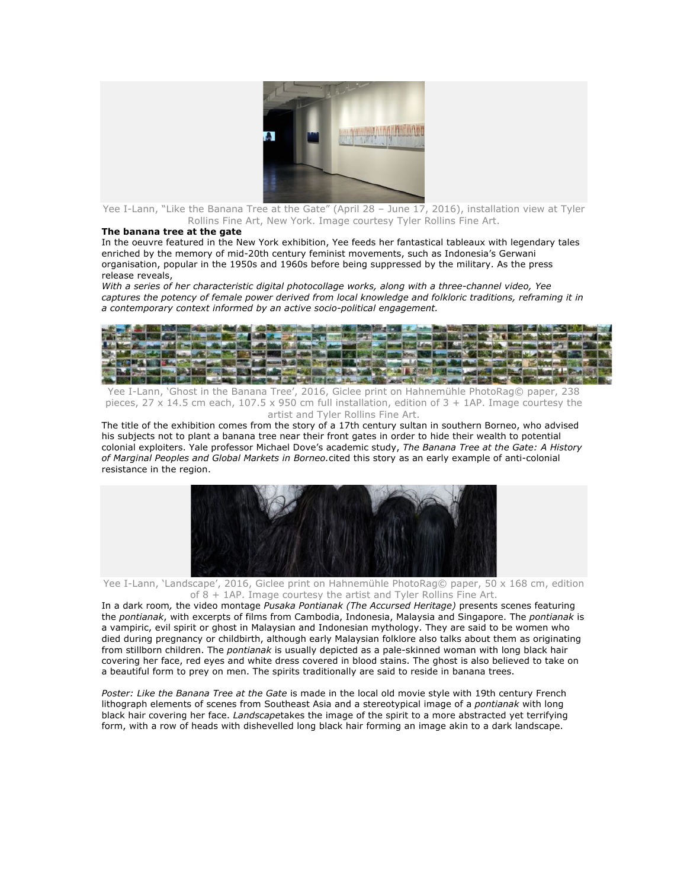Yee I-Lann, "Like the Banana Tree at the Gate" (April 28 – June 17, 2016), installation view at Tyler Rollins Fine Art, New York. Image courtesy Tyler Rollins Fine Art.

**The banana tree at the gate**

In the oeuvre featured in the New York exhibition, Yee feeds her fantastical tableaux with legendary tales enriched by the memory of mid-20th century feminist movements, such as Indonesia's Gerwani organisation, popular in the 1950s and 1960s before being suppressed by the military. As the press release reveals,

*With a series of her characteristic digital photocollage works, along with a three-channel video, Yee captures the potency of female power derived from local knowledge and folkloric traditions, reframing it in a contemporary context informed by an active socio-political engagement.*

Yee I-Lann, 'Ghost in the Banana Tree', 2016, Giclee print on Hahnemühle PhotoRag© paper, 238 pieces, 27 x 14.5 cm each, 107.5 x 950 cm full installation, edition of 3 + 1AP. Image courtesy the artist and Tyler Rollins Fine Art.

The title of the exhibition comes from the story of a 17th century sultan in southern Borneo, who advised his subjects not to plant a banana tree near their front gates in order to hide their wealth to potential colonial exploiters. Yale professor Michael Dove's academic study, *The Banana Tree at the Gate: A History of Marginal Peoples and Global Markets in Borneo.* cited this story as an early example of anti-colonial resistance in the region.

Yee I-Lann, 'Landscape', 2016, Giclee print on Hahnemühle PhotoRag© paper, 50 x 168 cm, edition of 8 + 1AP. Image courtesy the artist and Tyler Rollins Fine Art.

In a dark room, the video montage *Pusaka Pontianak (The Accursed Heritage)* presents scenes featuring the *pontianak*, with excerpts of films from Cambodia, Indonesia, Malaysia and Singapore. The *pontianak* is a vampiric, evil spirit or ghost in Malaysian and Indonesian mythology. They are said to be women who died during pregnancy or childbirth, although early Malaysian folklore also talks about them as originating from stillborn children. The *pontianak* is usually depicted as a pale-skinned woman with long black hair covering her face, red eyes and white dress covered in blood stains. The ghost is also believed to take on a beautiful form to prey on men. The spirits traditionally are said to reside in banana trees.

*Poster: Like the Banana Tree at the Gate* is made in the local old movie style with 19th century French lithograph elements of scenes from Southeast Asia and a stereotypical image of a *pontianak* with long black hair covering her face. *Landscape* takes the image of the spirit to a more abstracted yet terrifying form, with a row of heads with dishevelled long black hair forming an image akin to a dark landscape.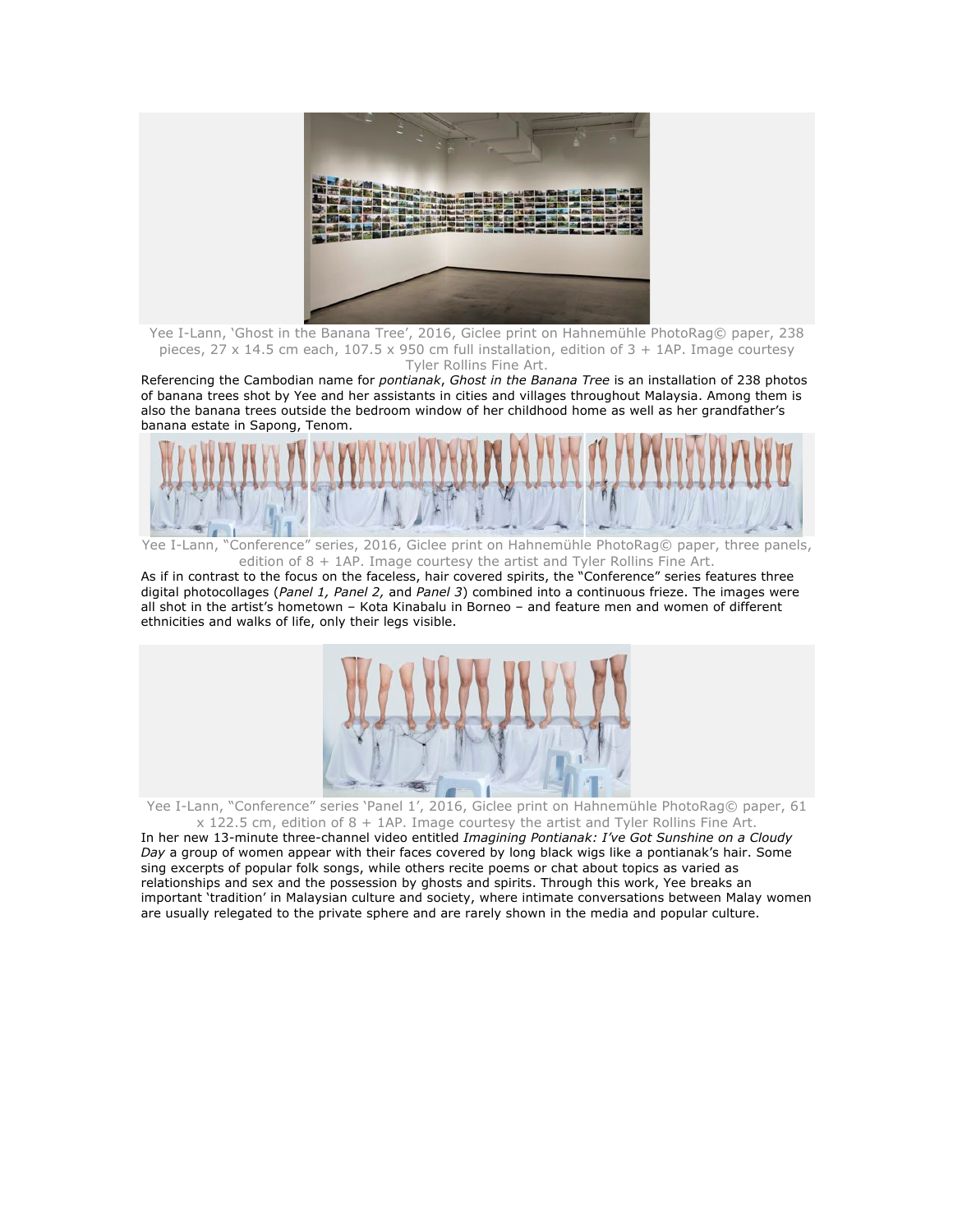Yee I-Lann, 'Ghost in the Banana Tree', 2016, Giclee print on Hahnemühle PhotoRag© paper, 238 pieces, 27 x 14.5 cm each, 107.5 x 950 cm full installation, edition of 3 + 1AP. Image courtesy Tyler Rollins Fine Art.

Referencing the Cambodian name for *pontianak*, *Ghost in the Banana Tree* is an installation of 238 photos of banana trees shot by Yee and her assistants in cities and villages throughout Malaysia. Among them is also the banana trees outside the bedroom window of her childhood home as well as her grandfather's banana estate in Sapong, Tenom.

Yee I-Lann, "Conference" series, 2016, Giclee print on Hahnemühle PhotoRag© paper, three panels, edition of 8 + 1AP. Image courtesy the artist and Tyler Rollins Fine Art.

As if in contrast to the focus on the faceless, hair covered spirits, the "Conference" series features three digital photocollages (*Panel 1, Panel 2,* and *Panel 3*) combined into a continuous frieze. The images were all shot in the artist's hometown – Kota Kinabalu in Borneo – and feature men and women of different ethnicities and walks of life, only their legs visible.

Yee I-Lann, "Conference" series 'Panel 1', 2016, Giclee print on Hahnemühle PhotoRag© paper, 61 x 122.5 cm, edition of 8 + 1AP. Image courtesy the artist and Tyler Rollins Fine Art.

In her new 13-minute three-channel video entitled *Imagining Pontianak: I've Got Sunshine on a Cloudy Day* a group of women appear with their faces covered by long black wigs like a pontianak's hair. Some sing excerpts of popular folk songs, while others recite poems or chat about topics as varied as relationships and sex and the possession by ghosts and spirits. Through this work, Yee breaks an important 'tradition' in Malaysian culture and society, where intimate conversations between Malay women are usually relegated to the private sphere and are rarely shown in the media and popular culture.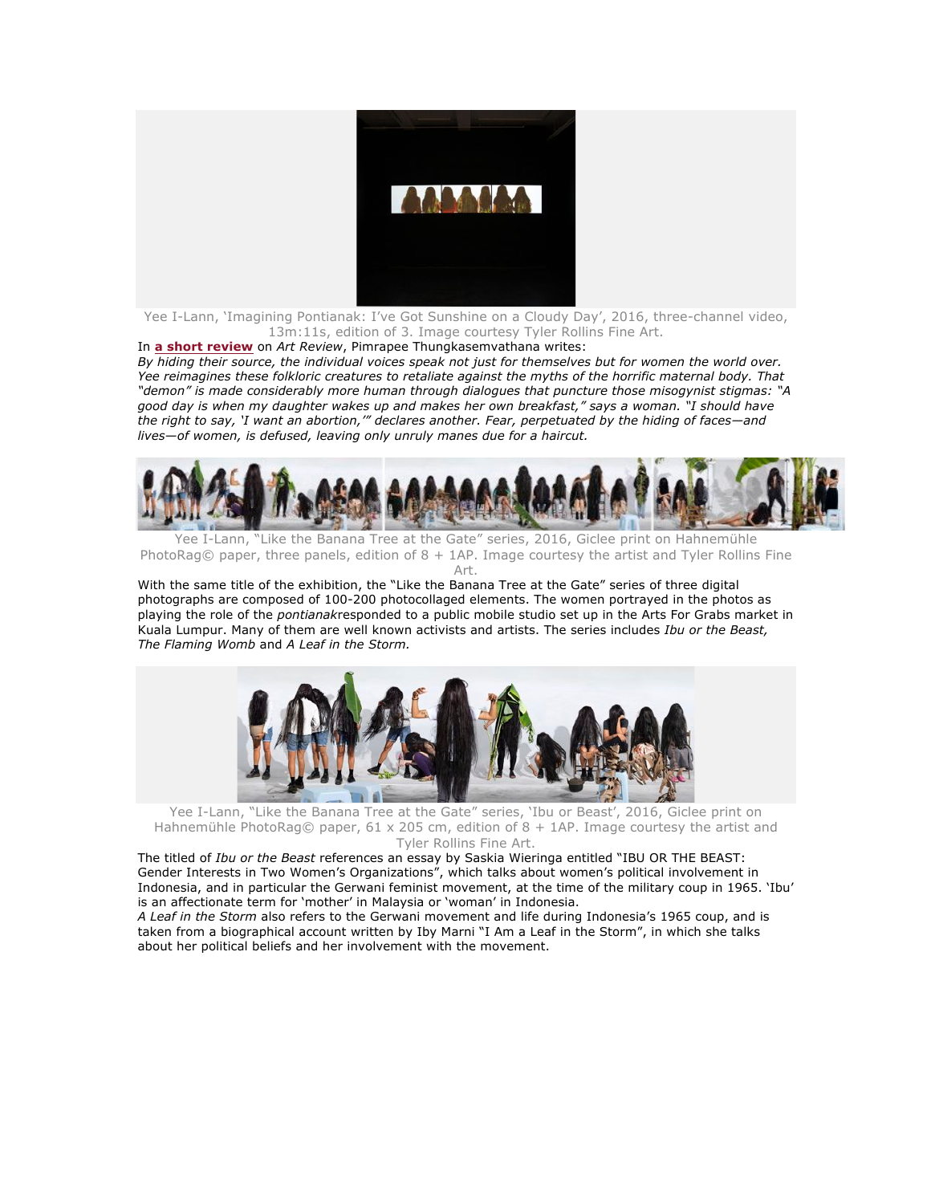Yee I-Lann, 'Imagining Pontianak: I've Got Sunshine on a Cloudy Day', 2016, three-channel video, 13m:11s, edition of 3. Image courtesy Tyler Rollins Fine Art.

In **a short review** on *Art Review*, Pimrapee Thungkasemvathana writes:

*By hiding their source, the individual voices speak not just for themselves but for women the world over. Yee reimagines these folkloric creatures to retaliate against the myths of the horrific maternal body. That "demon" is made considerably more human through dialogues that puncture those misogynist stigmas: "A good day is when my daughter wakes up and makes her own breakfast," says a woman. "I should have the right to say, 'I want an abortion,'" declares another. Fear, perpetuated by the hiding of faces—and lives—of women, is defused, leaving only unruly manes due for a haircut.*

Yee I-Lann, "Like the Banana Tree at the Gate" series, 2016, Giclee print on Hahnemühle PhotoRag© paper, three panels, edition of 8 + 1AP. Image courtesy the artist and Tyler Rollins Fine Art.

With the same title of the exhibition, the "Like the Banana Tree at the Gate" series of three digital photographs are composed of 100-200 photocollaged elements. The women portrayed in the photos as playing the role of the *pontianak*responded to a public mobile studio set up in the Arts For Grabs market in Kuala Lumpur. Many of them are well known activists and artists. The series includes *Ibu or the Beast, The Flaming Womb* and *A Leaf in the Storm.*

Yee I-Lann, "Like the Banana Tree at the Gate" series, 'Ibu or Beast', 2016, Giclee print on Hahnemühle PhotoRag© paper, 61 x 205 cm, edition of 8 + 1AP. Image courtesy the artist and Tyler Rollins Fine Art.

The titled of *Ibu or the Beast* references an essay by Saskia Wieringa entitled "IBU OR THE BEAST: Gender Interests in Two Women's Organizations", which talks about women's political involvement in Indonesia, and in particular the Gerwani feminist movement, at the time of the military coup in 1965. 'Ibu' is an affectionate term for 'mother' in Malaysia or 'woman' in Indonesia.

*A Leaf in the Storm* also refers to the Gerwani movement and life during Indonesia's 1965 coup, and is taken from a biographical account written by Iby Marni "I Am a Leaf in the Storm", in which she talks about her political beliefs and her involvement with the movement.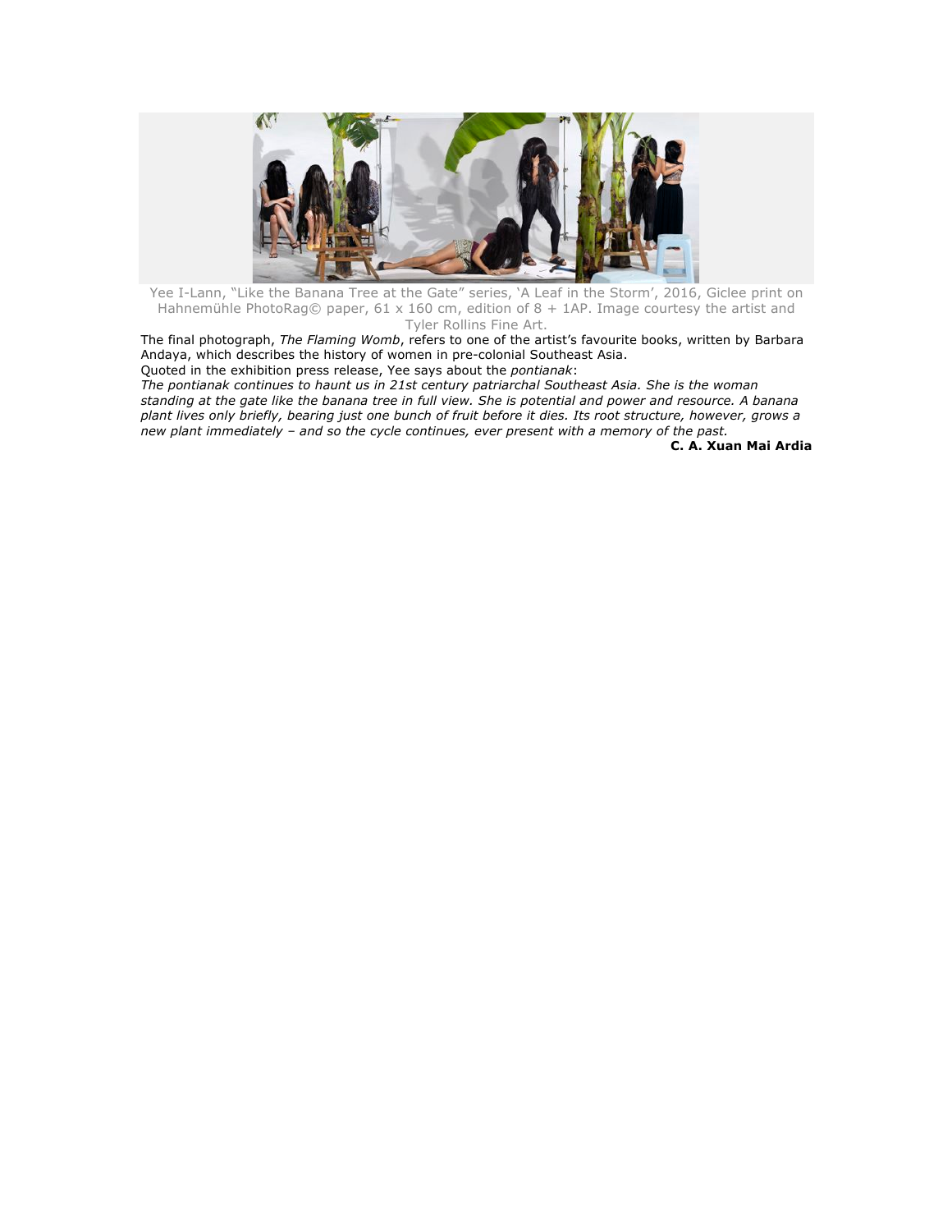Yee I-Lann, "Like the Banana Tree at the Gate" series, 'A Leaf in the Storm', 2016, Giclee print on Hahnemühle PhotoRag© paper, 61 x 160 cm, edition of 8 + 1AP. Image courtesy the artist and Tyler Rollins Fine Art.

The final photograph, *The Flaming Womb*, refers to one of the artist's favourite books, written by Barbara Andaya, which describes the history of women in pre-colonial Southeast Asia.

Quoted in the exhibition press release, Yee says about the *pontianak*:

*The pontianak continues to haunt us in 21st century patriarchal Southeast Asia. She is the woman standing at the gate like the banana tree in full view. She is potential and power and resource. A banana plant lives only briefly, bearing just one bunch of fruit before it dies. Its root structure, however, grows a new plant immediately – and so the cycle continues, ever present with a memory of the past.*

**C. A. Xuan Mai Ardia**